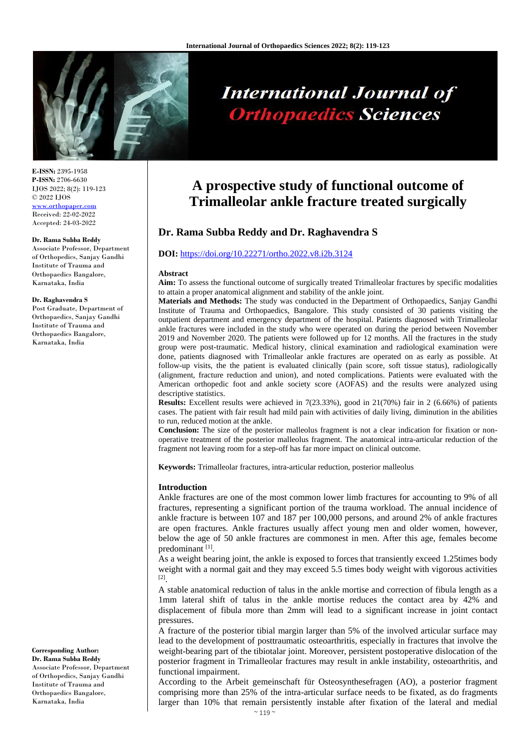# A prospective study of functional outcome of Trimalleolar ankle fracture treated surgically

**Dr. Rama Subba Reddy and Dr. Raghavendra S**

**DOI:** https://doi.org/10.22271/ortho.2022.v8.i2b.3124

**E-ISSN:** 2395-1958
**P-ISSN:** 2706-6630
IJOS 2022; 8(2): 119-123
© 2022 IJOS
www.orthopaper.com
Received: 22-02-2022
Accepted: 24-03-2022

**Dr. Rama Subba Reddy**
Associate Professor, Department of Orthopedics, Sanjay Gandhi Institute of Trauma and Orthopaedics Bangalore, Karnataka, India

**Dr. Raghavendra S**
Post Graduate, Department of Orthopaedics, Sanjay Gandhi Institute of Trauma and Orthopaedics Bangalore, Karnataka, India

**Corresponding Author:**
**Dr. Rama Subba Reddy**
Associate Professor, Department of Orthopedics, Sanjay Gandhi Institute of Trauma and Orthopaedics Bangalore, Karnataka, India

## Abstract

**Aim:** To assess the functional outcome of surgically treated Trimalleolar fractures by specific modalities to attain a proper anatomical alignment and stability of the ankle joint.

**Materials and Methods:** The study was conducted in the Department of Orthopaedics, Sanjay Gandhi Institute of Trauma and Orthopaedics, Bangalore. This study consisted of 30 patients visiting the outpatient department and emergency department of the hospital. Patients diagnosed with Trimalleolar ankle fractures were included in the study who were operated on during the period between November 2019 and November 2020. The patients were followed up for 12 months. All the fractures in the study group were post-traumatic. Medical history, clinical examination and radiological examination were done, patients diagnosed with Trimalleolar ankle fractures are operated on as early as possible. At follow-up visits, the the patient is evaluated clinically (pain score, soft tissue status), radiologically (alignment, fracture reduction and union), and noted complications. Patients were evaluated with the American orthopedic foot and ankle society score (AOFAS) and the results were analyzed using descriptive statistics.

**Results:** Excellent results were achieved in 7(23.33%), good in 21(70%) fair in 2 (6.66%) of patients cases. The patient with fair result had mild pain with activities of daily living, diminution in the abilities to run, reduced motion at the ankle.

**Conclusion:** The size of the posterior malleolus fragment is not a clear indication for fixation or non-operative treatment of the posterior malleolus fragment. The anatomical intra-articular reduction of the fragment not leaving room for a step-off has far more impact on clinical outcome.

**Keywords:** Trimalleolar fractures, intra-articular reduction, posterior malleolus

## Introduction

Ankle fractures are one of the most common lower limb fractures for accounting to 9% of all fractures, representing a significant portion of the trauma workload. The annual incidence of ankle fracture is between 107 and 187 per 100,000 persons, and around 2% of ankle fractures are open fractures. Ankle fractures usually affect young men and older women, however, below the age of 50 ankle fractures are commonest in men. After this age, females become predominant [1].

As a weight bearing joint, the ankle is exposed to forces that transiently exceed 1.25times body weight with a normal gait and they may exceed 5.5 times body weight with vigorous activities [2].

A stable anatomical reduction of talus in the ankle mortise and correction of fibula length as a 1mm lateral shift of talus in the ankle mortise reduces the contact area by 42% and displacement of fibula more than 2mm will lead to a significant increase in joint contact pressures.

A fracture of the posterior tibial margin larger than 5% of the involved articular surface may lead to the development of posttraumatic osteoarthritis, especially in fractures that involve the weight-bearing part of the tibiotalar joint. Moreover, persistent postoperative dislocation of the posterior fragment in Trimalleolar fractures may result in ankle instability, osteoarthritis, and functional impairment.

According to the Arbeit gemeinschaft für Osteosynthesefragen (AO), a posterior fragment comprising more than 25% of the intra-articular surface needs to be fixated, as do fragments larger than 10% that remain persistently instable after fixation of the lateral and medial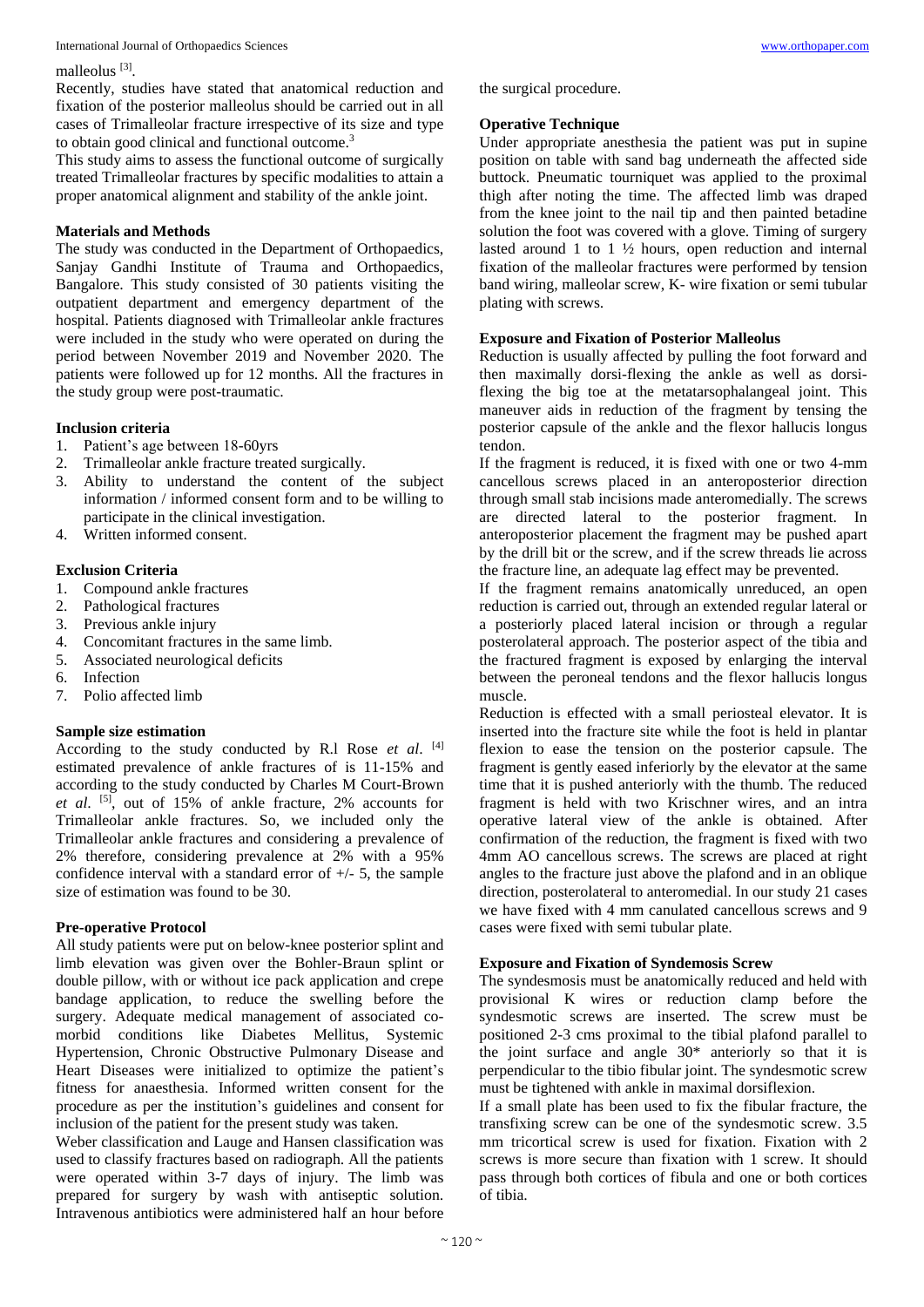malleolus [3].

Recently, studies have stated that anatomical reduction and fixation of the posterior malleolus should be carried out in all cases of Trimalleolar fracture irrespective of its size and type to obtain good clinical and functional outcome.[3]

This study aims to assess the functional outcome of surgically treated Trimalleolar fractures by specific modalities to attain a proper anatomical alignment and stability of the ankle joint.

### Materials and Methods

The study was conducted in the Department of Orthopaedics, Sanjay Gandhi Institute of Trauma and Orthopaedics, Bangalore. This study consisted of 30 patients visiting the outpatient department and emergency department of the hospital. Patients diagnosed with Trimalleolar ankle fractures were included in the study who were operated on during the period between November 2019 and November 2020. The patients were followed up for 12 months. All the fractures in the study group were post-traumatic.

### Inclusion criteria

1. Patient's age between 18-60yrs
2. Trimalleolar ankle fracture treated surgically.
3. Ability to understand the content of the subject information / informed consent form and to be willing to participate in the clinical investigation.
4. Written informed consent.

### Exclusion Criteria

1. Compound ankle fractures
2. Pathological fractures
3. Previous ankle injury
4. Concomitant fractures in the same limb.
5. Associated neurological deficits
6. Infection
7. Polio affected limb

### Sample size estimation

According to the study conducted by R.l Rose *et al*. [4] estimated prevalence of ankle fractures of is 11-15% and according to the study conducted by Charles M Court-Brown *et al*. [5], out of 15% of ankle fracture, 2% accounts for Trimalleolar ankle fractures. So, we included only the Trimalleolar ankle fractures and considering a prevalence of 2% therefore, considering prevalence at 2% with a 95% confidence interval with a standard error of +/- 5, the sample size of estimation was found to be 30.

### Pre-operative Protocol

All study patients were put on below-knee posterior splint and limb elevation was given over the Bohler-Braun splint or double pillow, with or without ice pack application and crepe bandage application, to reduce the swelling before the surgery. Adequate medical management of associated co-morbid conditions like Diabetes Mellitus, Systemic Hypertension, Chronic Obstructive Pulmonary Disease and Heart Diseases were initialized to optimize the patient's fitness for anaesthesia. Informed written consent for the procedure as per the institution's guidelines and consent for inclusion of the patient for the present study was taken.

Weber classification and Lauge and Hansen classification was used to classify fractures based on radiograph. All the patients were operated within 3-7 days of injury. The limb was prepared for surgery by wash with antiseptic solution. Intravenous antibiotics were administered half an hour before the surgical procedure.

### Operative Technique

Under appropriate anesthesia the patient was put in supine position on table with sand bag underneath the affected side buttock. Pneumatic tourniquet was applied to the proximal thigh after noting the time. The affected limb was draped from the knee joint to the nail tip and then painted betadine solution the foot was covered with a glove. Timing of surgery lasted around 1 to 1 ½ hours, open reduction and internal fixation of the malleolar fractures were performed by tension band wiring, malleolar screw, K- wire fixation or semi tubular plating with screws.

### Exposure and Fixation of Posterior Malleolus

Reduction is usually affected by pulling the foot forward and then maximally dorsi-flexing the ankle as well as dorsi-flexing the big toe at the metatarsophalangeal joint. This maneuver aids in reduction of the fragment by tensing the posterior capsule of the ankle and the flexor hallucis longus tendon.

If the fragment is reduced, it is fixed with one or two 4-mm cancellous screws placed in an anteroposterior direction through small stab incisions made anteromedially. The screws are directed lateral to the posterior fragment. In anteroposterior placement the fragment may be pushed apart by the drill bit or the screw, and if the screw threads lie across the fracture line, an adequate lag effect may be prevented.

If the fragment remains anatomically unreduced, an open reduction is carried out, through an extended regular lateral or a posteriorly placed lateral incision or through a regular posterolateral approach. The posterior aspect of the tibia and the fractured fragment is exposed by enlarging the interval between the peroneal tendons and the flexor hallucis longus muscle.

Reduction is effected with a small periosteal elevator. It is inserted into the fracture site while the foot is held in plantar flexion to ease the tension on the posterior capsule. The fragment is gently eased inferiorly by the elevator at the same time that it is pushed anteriorly with the thumb. The reduced fragment is held with two Krischner wires, and an intra operative lateral view of the ankle is obtained. After confirmation of the reduction, the fragment is fixed with two 4mm AO cancellous screws. The screws are placed at right angles to the fracture just above the plafond and in an oblique direction, posterolateral to anteromedial. In our study 21 cases we have fixed with 4 mm canulated cancellous screws and 9 cases were fixed with semi tubular plate.

### Exposure and Fixation of Syndemosis Screw

The syndesmosis must be anatomically reduced and held with provisional K wires or reduction clamp before the syndesmotic screws are inserted. The screw must be positioned 2-3 cms proximal to the tibial plafond parallel to the joint surface and angle 30* anteriorly so that it is perpendicular to the tibio fibular joint. The syndesmotic screw must be tightened with ankle in maximal dorsiflexion.

If a small plate has been used to fix the fibular fracture, the transfixing screw can be one of the syndesmotic screw. 3.5 mm tricortical screw is used for fixation. Fixation with 2 screws is more secure than fixation with 1 screw. It should pass through both cortices of fibula and one or both cortices of tibia.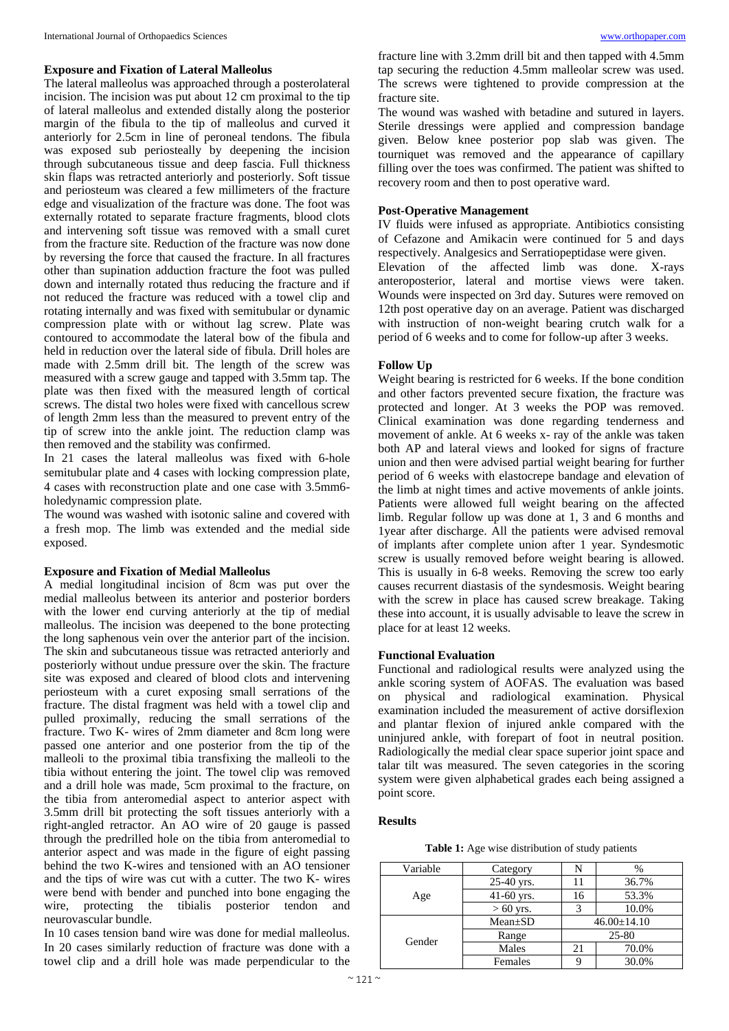### Exposure and Fixation of Lateral Malleolus

The lateral malleolus was approached through a posterolateral incision. The incision was put about 12 cm proximal to the tip of lateral malleolus and extended distally along the posterior margin of the fibula to the tip of malleolus and curved it anteriorly for 2.5cm in line of peroneal tendons. The fibula was exposed sub periosteally by deepening the incision through subcutaneous tissue and deep fascia. Full thickness skin flaps was retracted anteriorly and posteriorly. Soft tissue and periosteum was cleared a few millimeters of the fracture edge and visualization of the fracture was done. The foot was externally rotated to separate fracture fragments, blood clots and intervening soft tissue was removed with a small curet from the fracture site. Reduction of the fracture was now done by reversing the force that caused the fracture. In all fractures other than supination adduction fracture the foot was pulled down and internally rotated thus reducing the fracture and if not reduced the fracture was reduced with a towel clip and rotating internally and was fixed with semitubular or dynamic compression plate with or without lag screw. Plate was contoured to accommodate the lateral bow of the fibula and held in reduction over the lateral side of fibula. Drill holes are made with 2.5mm drill bit. The length of the screw was measured with a screw gauge and tapped with 3.5mm tap. The plate was then fixed with the measured length of cortical screws. The distal two holes were fixed with cancellous screw of length 2mm less than the measured to prevent entry of the tip of screw into the ankle joint. The reduction clamp was then removed and the stability was confirmed.

In 21 cases the lateral malleolus was fixed with 6-hole semitubular plate and 4 cases with locking compression plate, 4 cases with reconstruction plate and one case with 3.5mm6-holedynamic compression plate.

The wound was washed with isotonic saline and covered with a fresh mop. The limb was extended and the medial side exposed.

### Exposure and Fixation of Medial Malleolus

A medial longitudinal incision of 8cm was put over the medial malleolus between its anterior and posterior borders with the lower end curving anteriorly at the tip of medial malleolus. The incision was deepened to the bone protecting the long saphenous vein over the anterior part of the incision. The skin and subcutaneous tissue was retracted anteriorly and posteriorly without undue pressure over the skin. The fracture site was exposed and cleared of blood clots and intervening periosteum with a curet exposing small serrations of the fracture. The distal fragment was held with a towel clip and pulled proximally, reducing the small serrations of the fracture. Two K- wires of 2mm diameter and 8cm long were passed one anterior and one posterior from the tip of the malleoli to the proximal tibia transfixing the malleoli to the tibia without entering the joint. The towel clip was removed and a drill hole was made, 5cm proximal to the fracture, on the tibia from anteromedial aspect to anterior aspect with 3.5mm drill bit protecting the soft tissues anteriorly with a right-angled retractor. An AO wire of 20 gauge is passed through the predrilled hole on the tibia from anteromedial to anterior aspect and was made in the figure of eight passing behind the two K-wires and tensioned with an AO tensioner and the tips of wire was cut with a cutter. The two K- wires were bend with bender and punched into bone engaging the wire, protecting the tibialis posterior tendon and neurovascular bundle.

In 10 cases tension band wire was done for medial malleolus. In 20 cases similarly reduction of fracture was done with a towel clip and a drill hole was made perpendicular to the fracture line with 3.2mm drill bit and then tapped with 4.5mm tap securing the reduction 4.5mm malleolar screw was used. The screws were tightened to provide compression at the fracture site.

The wound was washed with betadine and sutured in layers. Sterile dressings were applied and compression bandage given. Below knee posterior pop slab was given. The tourniquet was removed and the appearance of capillary filling over the toes was confirmed. The patient was shifted to recovery room and then to post operative ward.

### Post-Operative Management

IV fluids were infused as appropriate. Antibiotics consisting of Cefazone and Amikacin were continued for 5 and days respectively. Analgesics and Serratiopeptidase were given.

Elevation of the affected limb was done. X-rays anteroposterior, lateral and mortise views were taken. Wounds were inspected on 3rd day. Sutures were removed on 12th post operative day on an average. Patient was discharged with instruction of non-weight bearing crutch walk for a period of 6 weeks and to come for follow-up after 3 weeks.

### Follow Up

Weight bearing is restricted for 6 weeks. If the bone condition and other factors prevented secure fixation, the fracture was protected and longer. At 3 weeks the POP was removed. Clinical examination was done regarding tenderness and movement of ankle. At 6 weeks x- ray of the ankle was taken both AP and lateral views and looked for signs of fracture union and then were advised partial weight bearing for further period of 6 weeks with elastocrepe bandage and elevation of the limb at night times and active movements of ankle joints. Patients were allowed full weight bearing on the affected limb. Regular follow up was done at 1, 3 and 6 months and 1year after discharge. All the patients were advised removal of implants after complete union after 1 year. Syndesmotic screw is usually removed before weight bearing is allowed. This is usually in 6-8 weeks. Removing the screw too early causes recurrent diastasis of the syndesmosis. Weight bearing with the screw in place has caused screw breakage. Taking these into account, it is usually advisable to leave the screw in place for at least 12 weeks.

### Functional Evaluation

Functional and radiological results were analyzed using the ankle scoring system of AOFAS. The evaluation was based on physical and radiological examination. Physical examination included the measurement of active dorsiflexion and plantar flexion of injured ankle compared with the uninjured ankle, with forepart of foot in neutral position. Radiologically the medial clear space superior joint space and talar tilt was measured. The seven categories in the scoring system were given alphabetical grades each being assigned a point score.

### Results

**Table 1:** Age wise distribution of study patients

| Variable | Category | N | % |
|---|---|---|---|
| Age | 25-40 yrs. | 11 | 36.7% |
| | 41-60 yrs. | 16 | 53.3% |
| | > 60 yrs. | 3 | 10.0% |
| Gender | Mean±SD | 46.00±14.10 | |
| | Range | 25-80 | |
| | Males | 21 | 70.0% |
| | Females | 9 | 30.0% |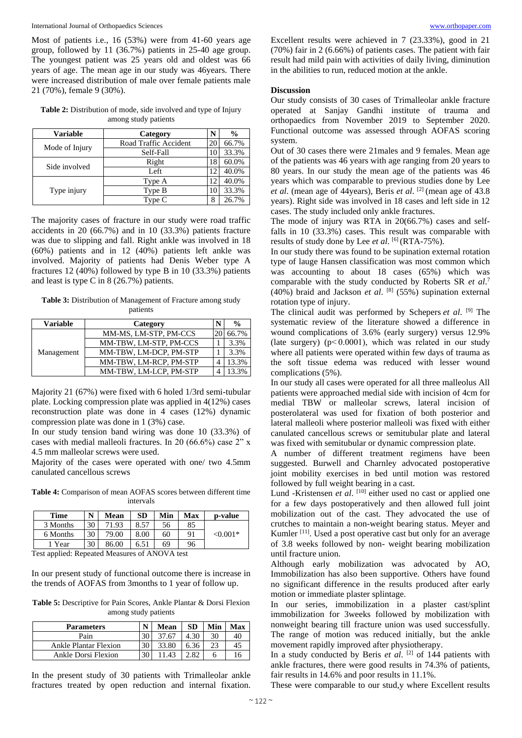Most of patients i.e., 16 (53%) were from 41-60 years age group, followed by 11 (36.7%) patients in 25-40 age group. The youngest patient was 25 years old and oldest was 66 years of age. The mean age in our study was 46years. There were increased distribution of male over female patients male 21 (70%), female 9 (30%).

**Table 2:** Distribution of mode, side involved and type of Injury among study patients

| Variable | Category | N | % |
|---|---|---|---|
| Mode of Injury | Road Traffic Accident | 20 | 66.7% |
| | Self-Fall | 10 | 33.3% |
| Side involved | Right | 18 | 60.0% |
| | Left | 12 | 40.0% |
| Type injury | Type A | 12 | 40.0% |
| | Type B | 10 | 33.3% |
| | Type C | 8 | 26.7% |

The majority cases of fracture in our study were road traffic accidents in 20 (66.7%) and in 10 (33.3%) patients fracture was due to slipping and fall. Right ankle was involved in 18 (60%) patients and in 12 (40%) patients left ankle was involved. Majority of patients had Denis Weber type A fractures 12 (40%) followed by type B in 10 (33.3%) patients and least is type C in 8 (26.7%) patients.

**Table 3:** Distribution of Management of Fracture among study patients

| Variable | Category | N | % |
|---|---|---|---|
| Management | MM-MS, LM-STP, PM-CCS | 20 | 66.7% |
| | MM-TBW, LM-STP, PM-CCS | 1 | 3.3% |
| | MM-TBW, LM-DCP, PM-STP | 1 | 3.3% |
| | MM-TBW, LM-RCP, PM-STP | 4 | 13.3% |
| | MM-TBW, LM-LCP, PM-STP | 4 | 13.3% |

Majority 21 (67%) were fixed with 6 holed 1/3rd semi-tubular plate. Locking compression plate was applied in 4(12%) cases reconstruction plate was done in 4 cases (12%) dynamic compression plate was done in 1 (3%) case.

In our study tension band wiring was done 10 (33.3%) of cases with medial malleoli fractures. In 20 (66.6%) case 2" x 4.5 mm malleolar screws were used.

Majority of the cases were operated with one/ two 4.5mm canulated cancellous screws

**Table 4:** Comparison of mean AOFAS scores between different time intervals

| Time | N | Mean | SD | Min | Max | p-value |
|---|---|---|---|---|---|---|
| 3 Months | 30 | 71.93 | 8.57 | 56 | 85 | |
| 6 Months | 30 | 79.00 | 8.00 | 60 | 91 | <0.001* |
| 1 Year | 30 | 86.00 | 6.51 | 69 | 96 | |

Test applied: Repeated Measures of ANOVA test

In our present study of functional outcome there is increase in the trends of AOFAS from 3months to 1 year of follow up.

**Table 5:** Descriptive for Pain Scores, Ankle Plantar & Dorsi Flexion among study patients

| Parameters | N | Mean | SD | Min | Max |
|---|---|---|---|---|---|
| Pain | 30 | 37.67 | 4.30 | 30 | 40 |
| Ankle Plantar Flexion | 30 | 33.80 | 6.36 | 23 | 45 |
| Ankle Dorsi Flexion | 30 | 11.43 | 2.82 | 6 | 16 |

In the present study of 30 patients with Trimalleolar ankle fractures treated by open reduction and internal fixation. Excellent results were achieved in 7 (23.33%), good in 21 (70%) fair in 2 (6.66%) of patients cases. The patient with fair result had mild pain with activities of daily living, diminution in the abilities to run, reduced motion at the ankle.

## Discussion

Our study consists of 30 cases of Trimalleolar ankle fracture operated at Sanjay Gandhi institute of trauma and orthopaedics from November 2019 to September 2020. Functional outcome was assessed through AOFAS scoring system.

Out of 30 cases there were 21males and 9 females. Mean age of the patients was 46 years with age ranging from 20 years to 80 years. In our study the mean age of the patients was 46 years which was comparable to previous studies done by Lee *et al*. (mean age of 44years), Beris *et al*. [2] (mean age of 43.8 years). Right side was involved in 18 cases and left side in 12 cases. The study included only ankle fractures.

The mode of injury was RTA in 20(66.7%) cases and self-falls in 10 (33.3%) cases. This result was comparable with results of study done by Lee *et al.* [6] (RTA-75%).

In our study there was found to be supination external rotation type of lauge Hansen classification was most common which was accounting to about 18 cases (65%) which was comparable with the study conducted by Roberts SR *et al*.[7] (40%) braid and Jackson *et al*. [8] (55%) supination external rotation type of injury.

The clinical audit was performed by Schepers *et al*. [9] The systematic review of the literature showed a difference in wound complications of 3.6% (early surgery) versus 12.9% (late surgery) (p< 0.0001), which was related in our study where all patients were operated within few days of trauma as the soft tissue edema was reduced with lesser wound complications (5%).

In our study all cases were operated for all three malleolus All patients were approached medial side with incision of 4cm for medial TBW or malleolar screws, lateral incision of posterolateral was used for fixation of both posterior and lateral malleoli where posterior malleoli was fixed with either canulated cancellous screws or semitubular plate and lateral was fixed with semitubular or dynamic compression plate.

A number of different treatment regimens have been suggested. Burwell and Charnley advocated postoperative joint mobility exercises in bed until motion was restored followed by full weight bearing in a cast.

Lund -Kristensen *et al*. [10] either used no cast or applied one for a few days postoperatively and then allowed full joint mobilization out of the cast. They advocated the use of crutches to maintain a non-weight bearing status. Meyer and Kumler [11]. Used a post operative cast but only for an average of 3.8 weeks followed by non- weight bearing mobilization until fracture union.

Although early mobilization was advocated by AO, Immobilization has also been supportive. Others have found no significant difference in the results produced after early motion or immediate plaster splintage.

In our series, immobilization in a plaster cast/splint immobilization for 3weeks followed by mobilization with nonweight bearing till fracture union was used successfully. The range of motion was reduced initially, but the ankle movement rapidly improved after physiotherapy.

In a study conducted by Beris *et al*. [2] of 144 patients with ankle fractures, there were good results in 74.3% of patients, fair results in 14.6% and poor results in 11.1%.

These were comparable to our stud,y where Excellent results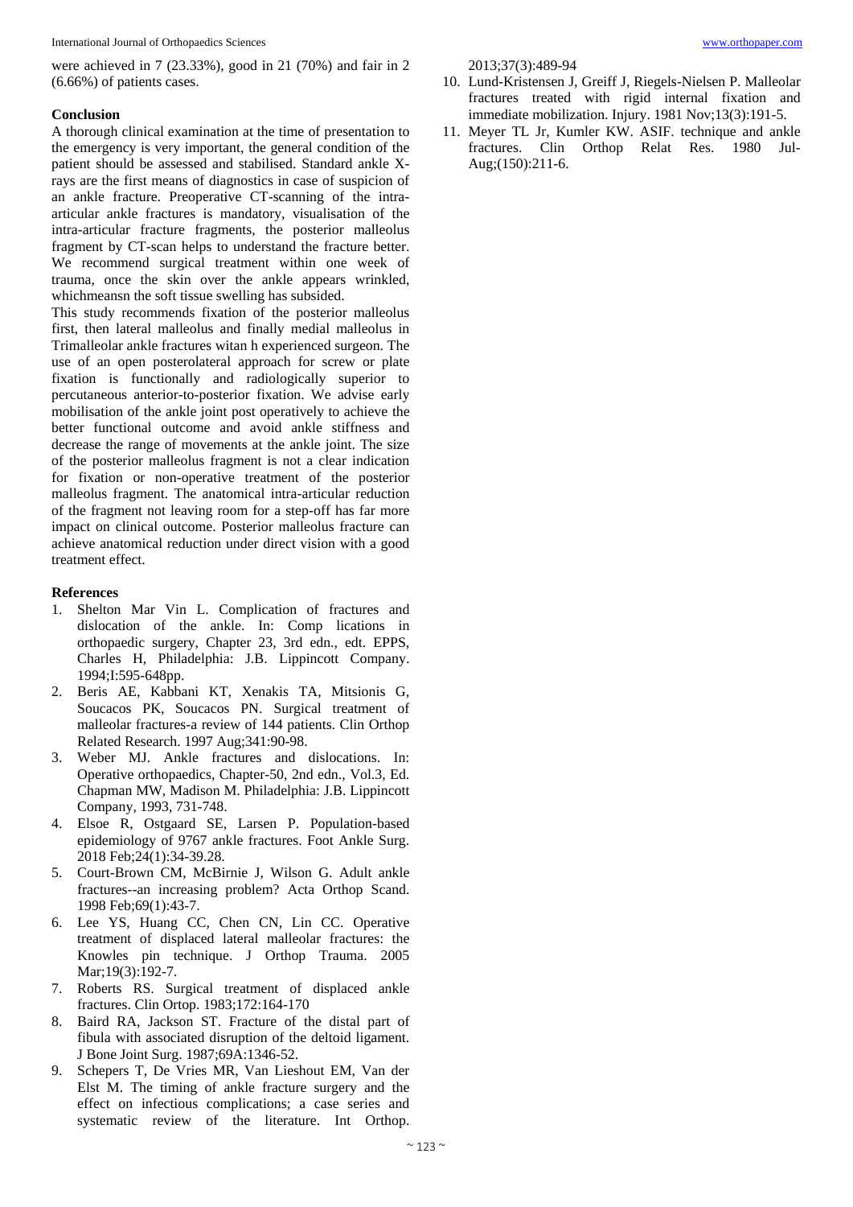were achieved in 7 (23.33%), good in 21 (70%) and fair in 2 (6.66%) of patients cases.

## Conclusion

A thorough clinical examination at the time of presentation to the emergency is very important, the general condition of the patient should be assessed and stabilised. Standard ankle X-rays are the first means of diagnostics in case of suspicion of an ankle fracture. Preoperative CT-scanning of the intra-articular ankle fractures is mandatory, visualisation of the intra-articular fracture fragments, the posterior malleolus fragment by CT-scan helps to understand the fracture better. We recommend surgical treatment within one week of trauma, once the skin over the ankle appears wrinkled, whichmeansn the soft tissue swelling has subsided.

This study recommends fixation of the posterior malleolus first, then lateral malleolus and finally medial malleolus in Trimalleolar ankle fractures witan h experienced surgeon. The use of an open posterolateral approach for screw or plate fixation is functionally and radiologically superior to percutaneous anterior-to-posterior fixation. We advise early mobilisation of the ankle joint post operatively to achieve the better functional outcome and avoid ankle stiffness and decrease the range of movements at the ankle joint. The size of the posterior malleolus fragment is not a clear indication for fixation or non-operative treatment of the posterior malleolus fragment. The anatomical intra-articular reduction of the fragment not leaving room for a step-off has far more impact on clinical outcome. Posterior malleolus fracture can achieve anatomical reduction under direct vision with a good treatment effect.

## References

1. Shelton Mar Vin L. Complication of fractures and dislocation of the ankle. In: Comp lications in orthopaedic surgery, Chapter 23, 3rd edn., edt. EPPS, Charles H, Philadelphia: J.B. Lippincott Company. 1994;I:595-648pp.
2. Beris AE, Kabbani KT, Xenakis TA, Mitsionis G, Soucacos PK, Soucacos PN. Surgical treatment of malleolar fractures-a review of 144 patients. Clin Orthop Related Research. 1997 Aug;341:90-98.
3. Weber MJ. Ankle fractures and dislocations. In: Operative orthopaedics, Chapter-50, 2nd edn., Vol.3, Ed. Chapman MW, Madison M. Philadelphia: J.B. Lippincott Company, 1993, 731-748.
4. Elsoe R, Ostgaard SE, Larsen P. Population-based epidemiology of 9767 ankle fractures. Foot Ankle Surg. 2018 Feb;24(1):34-39.28.
5. Court-Brown CM, McBirnie J, Wilson G. Adult ankle fractures--an increasing problem? Acta Orthop Scand. 1998 Feb;69(1):43-7.
6. Lee YS, Huang CC, Chen CN, Lin CC. Operative treatment of displaced lateral malleolar fractures: the Knowles pin technique. J Orthop Trauma. 2005 Mar;19(3):192-7.
7. Roberts RS. Surgical treatment of displaced ankle fractures. Clin Ortop. 1983;172:164-170
8. Baird RA, Jackson ST. Fracture of the distal part of fibula with associated disruption of the deltoid ligament. J Bone Joint Surg. 1987;69A:1346-52.
9. Schepers T, De Vries MR, Van Lieshout EM, Van der Elst M. The timing of ankle fracture surgery and the effect on infectious complications; a case series and systematic review of the literature. Int Orthop. 2013;37(3):489-94
10. Lund-Kristensen J, Greiff J, Riegels-Nielsen P. Malleolar fractures treated with rigid internal fixation and immediate mobilization. Injury. 1981 Nov;13(3):191-5.
11. Meyer TL Jr, Kumler KW. ASIF. technique and ankle fractures. Clin Orthop Relat Res. 1980 Jul-Aug;(150):211-6.